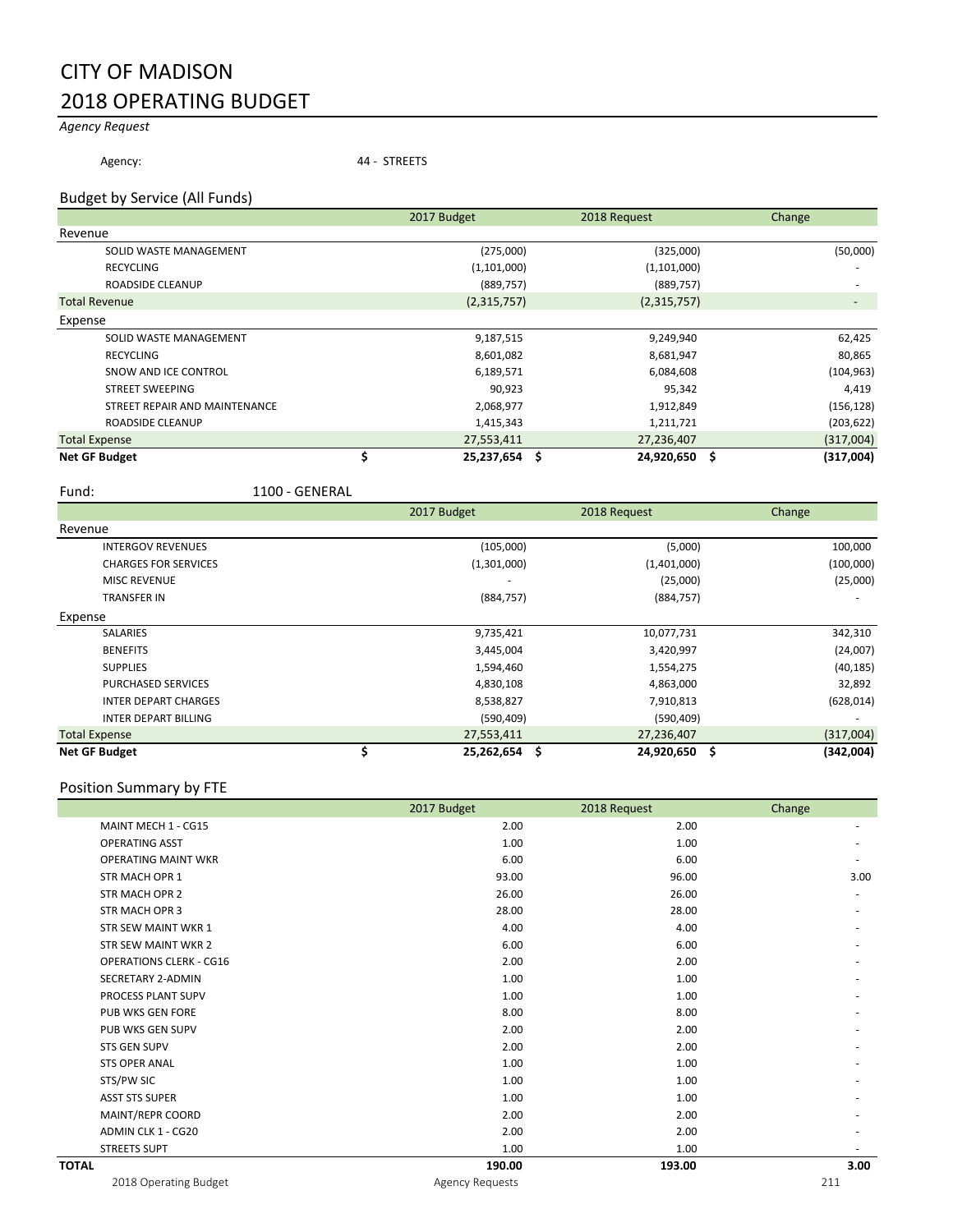# CITY OF MADISON
# 2018 OPERATING BUDGET

*Agency Request*

Agency: 44 - STREETS

## Budget by Service (All Funds)

| | 2017 Budget | 2018 Request | Change |
|---|---|---|---|
| **Revenue** | | | |
| SOLID WASTE MANAGEMENT | (275,000) | (325,000) | (50,000) |
| RECYCLING | (1,101,000) | (1,101,000) | - |
| ROADSIDE CLEANUP | (889,757) | (889,757) | - |
| Total Revenue | (2,315,757) | (2,315,757) | - |
| **Expense** | | | |
| SOLID WASTE MANAGEMENT | 9,187,515 | 9,249,940 | 62,425 |
| RECYCLING | 8,601,082 | 8,681,947 | 80,865 |
| SNOW AND ICE CONTROL | 6,189,571 | 6,084,608 | (104,963) |
| STREET SWEEPING | 90,923 | 95,342 | 4,419 |
| STREET REPAIR AND MAINTENANCE | 2,068,977 | 1,912,849 | (156,128) |
| ROADSIDE CLEANUP | 1,415,343 | 1,211,721 | (203,622) |
| Total Expense | 27,553,411 | 27,236,407 | (317,004) |
| **Net GF Budget** | **$ 25,237,654** | **$ 24,920,650** | **$ (317,004)** |

Fund: 1100 - GENERAL

| | 2017 Budget | 2018 Request | Change |
|---|---|---|---|
| **Revenue** | | | |
| INTERGOV REVENUES | (105,000) | (5,000) | 100,000 |
| CHARGES FOR SERVICES | (1,301,000) | (1,401,000) | (100,000) |
| MISC REVENUE | - | (25,000) | (25,000) |
| TRANSFER IN | (884,757) | (884,757) | - |
| **Expense** | | | |
| SALARIES | 9,735,421 | 10,077,731 | 342,310 |
| BENEFITS | 3,445,004 | 3,420,997 | (24,007) |
| SUPPLIES | 1,594,460 | 1,554,275 | (40,185) |
| PURCHASED SERVICES | 4,830,108 | 4,863,000 | 32,892 |
| INTER DEPART CHARGES | 8,538,827 | 7,910,813 | (628,014) |
| INTER DEPART BILLING | (590,409) | (590,409) | - |
| Total Expense | 27,553,411 | 27,236,407 | (317,004) |
| **Net GF Budget** | **$ 25,262,654** | **$ 24,920,650** | **$ (342,004)** |

## Position Summary by FTE

| | 2017 Budget | 2018 Request | Change |
|---|---|---|---|
| MAINT MECH 1 - CG15 | 2.00 | 2.00 | - |
| OPERATING ASST | 1.00 | 1.00 | - |
| OPERATING MAINT WKR | 6.00 | 6.00 | - |
| STR MACH OPR 1 | 93.00 | 96.00 | 3.00 |
| STR MACH OPR 2 | 26.00 | 26.00 | - |
| STR MACH OPR 3 | 28.00 | 28.00 | - |
| STR SEW MAINT WKR 1 | 4.00 | 4.00 | - |
| STR SEW MAINT WKR 2 | 6.00 | 6.00 | - |
| OPERATIONS CLERK - CG16 | 2.00 | 2.00 | - |
| SECRETARY 2-ADMIN | 1.00 | 1.00 | - |
| PROCESS PLANT SUPV | 1.00 | 1.00 | - |
| PUB WKS GEN FORE | 8.00 | 8.00 | - |
| PUB WKS GEN SUPV | 2.00 | 2.00 | - |
| STS GEN SUPV | 2.00 | 2.00 | - |
| STS OPER ANAL | 1.00 | 1.00 | - |
| STS/PW SIC | 1.00 | 1.00 | - |
| ASST STS SUPER | 1.00 | 1.00 | - |
| MAINT/REPR COORD | 2.00 | 2.00 | - |
| ADMIN CLK 1 - CG20 | 2.00 | 2.00 | - |
| STREETS SUPT | 1.00 | 1.00 | - |
| **TOTAL** | **190.00** | **193.00** | **3.00** |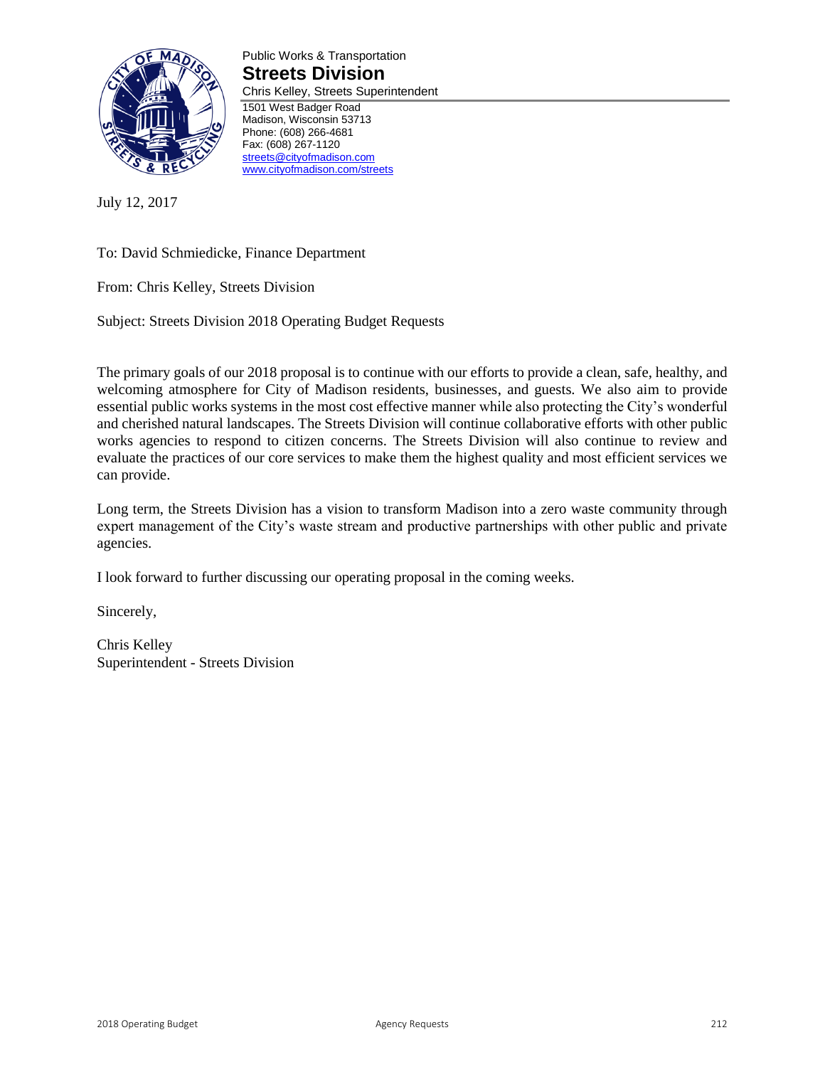Public Works & Transportation

**Streets Division**

Chris Kelley, Streets Superintendent

1501 West Badger Road
Madison, Wisconsin 53713
Phone: (608) 266-4681
Fax: (608) 267-1120
streets@cityofmadison.com
www.cityofmadison.com/streets

July 12, 2017

To: David Schmiedicke, Finance Department

From: Chris Kelley, Streets Division

Subject: Streets Division 2018 Operating Budget Requests

The primary goals of our 2018 proposal is to continue with our efforts to provide a clean, safe, healthy, and welcoming atmosphere for City of Madison residents, businesses, and guests. We also aim to provide essential public works systems in the most cost effective manner while also protecting the City's wonderful and cherished natural landscapes. The Streets Division will continue collaborative efforts with other public works agencies to respond to citizen concerns. The Streets Division will also continue to review and evaluate the practices of our core services to make them the highest quality and most efficient services we can provide.

Long term, the Streets Division has a vision to transform Madison into a zero waste community through expert management of the City's waste stream and productive partnerships with other public and private agencies.

I look forward to further discussing our operating proposal in the coming weeks.

Sincerely,

Chris Kelley
Superintendent - Streets Division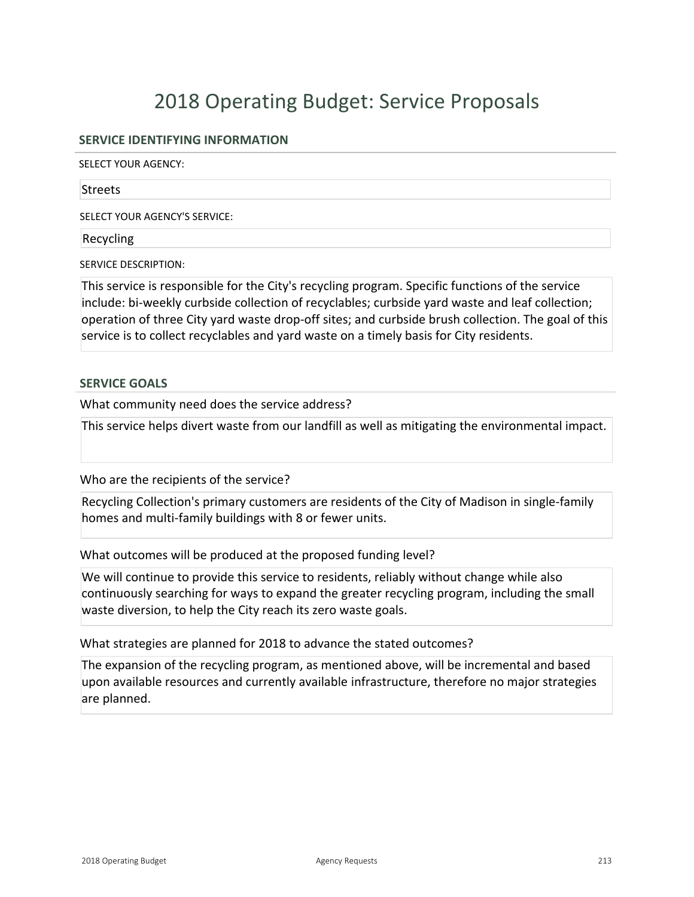# 2018 Operating Budget: Service Proposals

## SERVICE IDENTIFYING INFORMATION

SELECT YOUR AGENCY:

Streets

SELECT YOUR AGENCY'S SERVICE:

Recycling

SERVICE DESCRIPTION:

This service is responsible for the City's recycling program. Specific functions of the service include: bi-weekly curbside collection of recyclables; curbside yard waste and leaf collection; operation of three City yard waste drop-off sites; and curbside brush collection. The goal of this service is to collect recyclables and yard waste on a timely basis for City residents.

## SERVICE GOALS

What community need does the service address?

This service helps divert waste from our landfill as well as mitigating the environmental impact.

Who are the recipients of the service?

Recycling Collection's primary customers are residents of the City of Madison in single-family homes and multi-family buildings with 8 or fewer units.

What outcomes will be produced at the proposed funding level?

We will continue to provide this service to residents, reliably without change while also continuously searching for ways to expand the greater recycling program, including the small waste diversion, to help the City reach its zero waste goals.

What strategies are planned for 2018 to advance the stated outcomes?

The expansion of the recycling program, as mentioned above, will be incremental and based upon available resources and currently available infrastructure, therefore no major strategies are planned.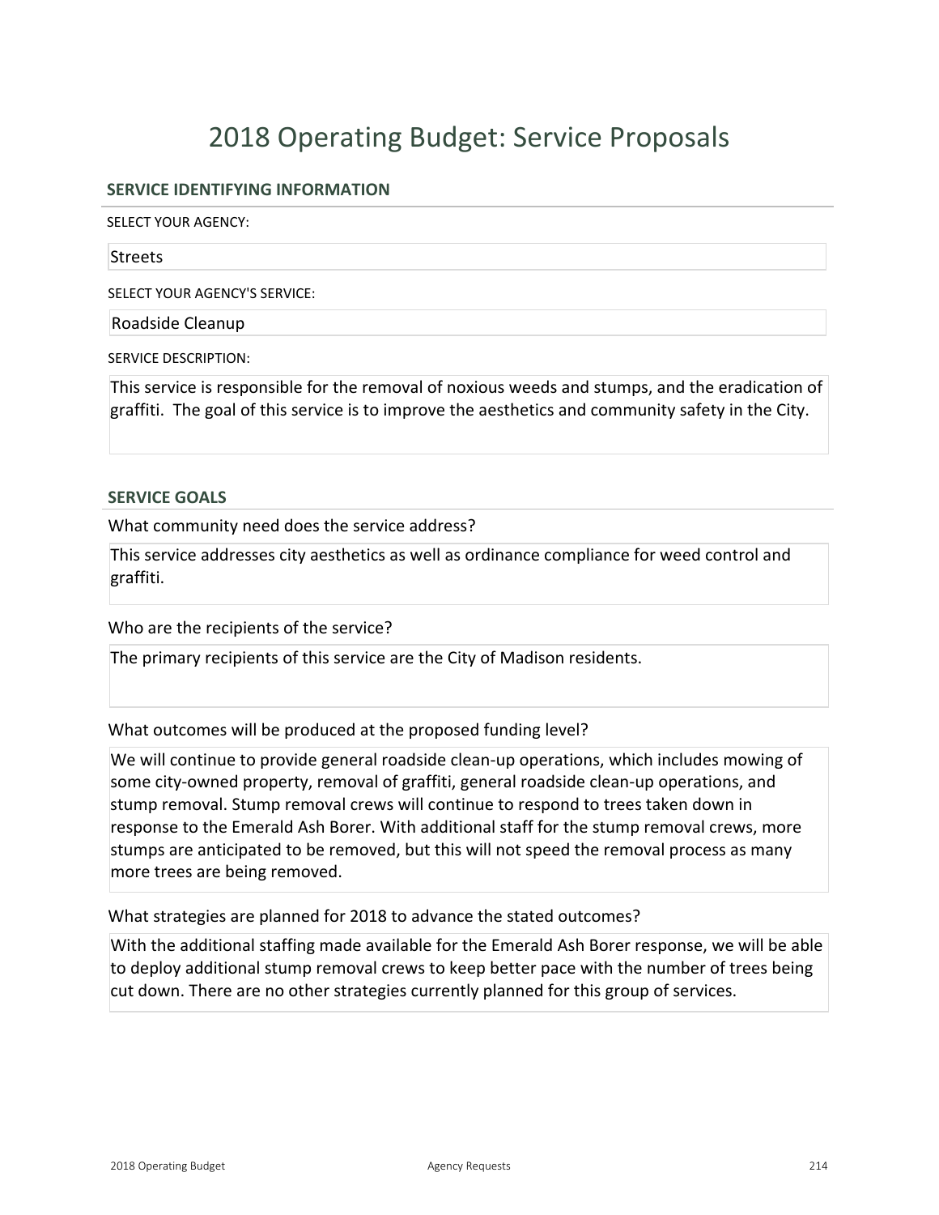# 2018 Operating Budget: Service Proposals

## SERVICE IDENTIFYING INFORMATION

SELECT YOUR AGENCY:

Streets

SELECT YOUR AGENCY'S SERVICE:

Roadside Cleanup

SERVICE DESCRIPTION:

This service is responsible for the removal of noxious weeds and stumps, and the eradication of graffiti. The goal of this service is to improve the aesthetics and community safety in the City.

## SERVICE GOALS

What community need does the service address?

This service addresses city aesthetics as well as ordinance compliance for weed control and graffiti.

Who are the recipients of the service?

The primary recipients of this service are the City of Madison residents.

What outcomes will be produced at the proposed funding level?

We will continue to provide general roadside clean-up operations, which includes mowing of some city-owned property, removal of graffiti, general roadside clean-up operations, and stump removal. Stump removal crews will continue to respond to trees taken down in response to the Emerald Ash Borer. With additional staff for the stump removal crews, more stumps are anticipated to be removed, but this will not speed the removal process as many more trees are being removed.

What strategies are planned for 2018 to advance the stated outcomes?

With the additional staffing made available for the Emerald Ash Borer response, we will be able to deploy additional stump removal crews to keep better pace with the number of trees being cut down. There are no other strategies currently planned for this group of services.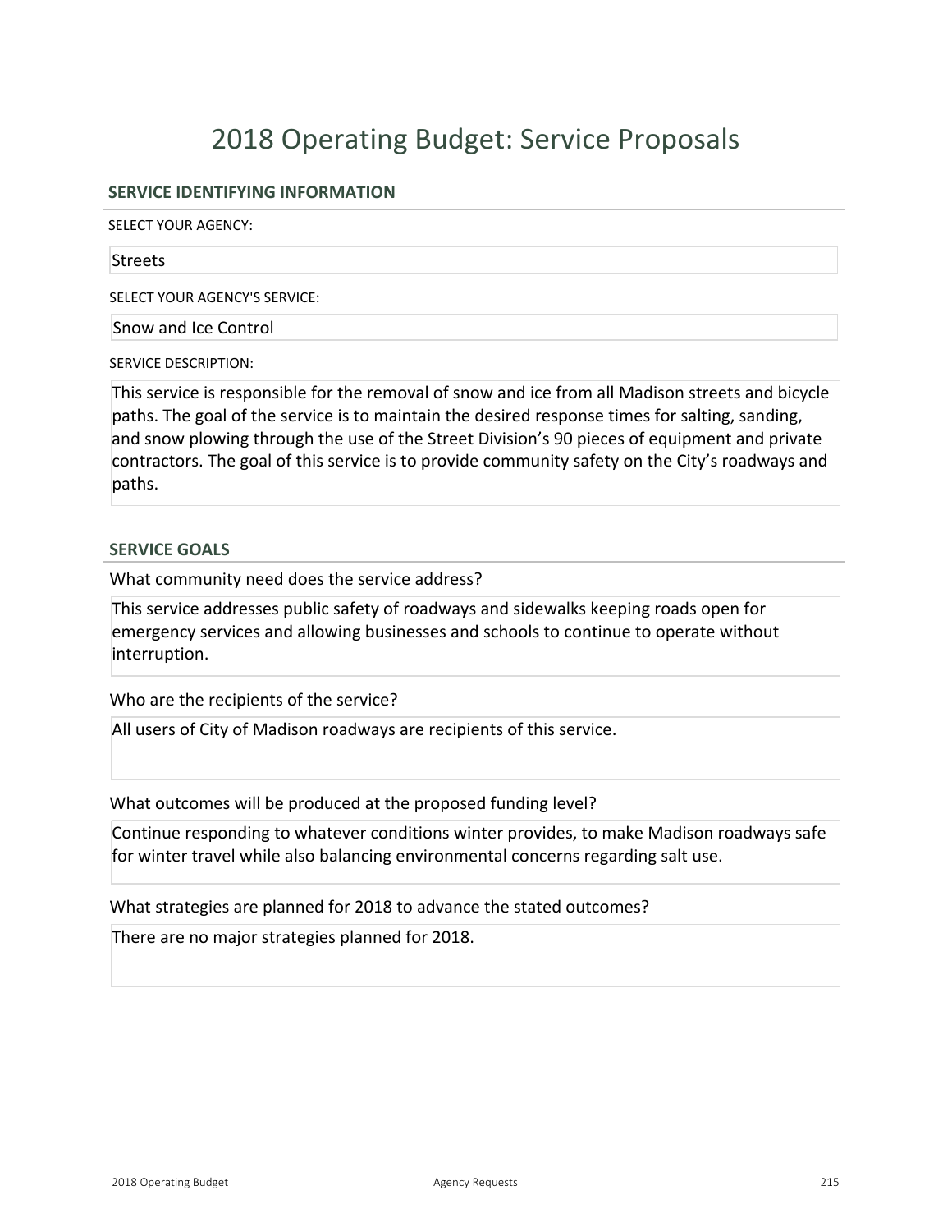# 2018 Operating Budget: Service Proposals

## SERVICE IDENTIFYING INFORMATION

SELECT YOUR AGENCY:

Streets

SELECT YOUR AGENCY'S SERVICE:

Snow and Ice Control

SERVICE DESCRIPTION:

This service is responsible for the removal of snow and ice from all Madison streets and bicycle paths. The goal of the service is to maintain the desired response times for salting, sanding, and snow plowing through the use of the Street Division's 90 pieces of equipment and private contractors. The goal of this service is to provide community safety on the City's roadways and paths.

## SERVICE GOALS

What community need does the service address?

This service addresses public safety of roadways and sidewalks keeping roads open for emergency services and allowing businesses and schools to continue to operate without interruption.

Who are the recipients of the service?

All users of City of Madison roadways are recipients of this service.

What outcomes will be produced at the proposed funding level?

Continue responding to whatever conditions winter provides, to make Madison roadways safe for winter travel while also balancing environmental concerns regarding salt use.

What strategies are planned for 2018 to advance the stated outcomes?

There are no major strategies planned for 2018.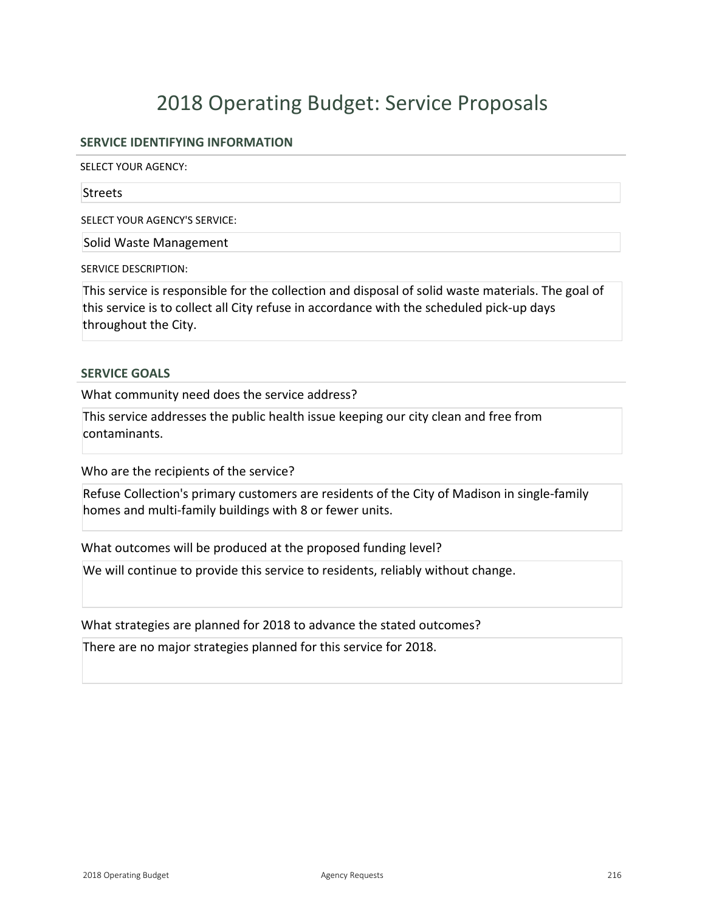# 2018 Operating Budget: Service Proposals

## SERVICE IDENTIFYING INFORMATION

SELECT YOUR AGENCY:

Streets

SELECT YOUR AGENCY'S SERVICE:

Solid Waste Management

SERVICE DESCRIPTION:

This service is responsible for the collection and disposal of solid waste materials. The goal of this service is to collect all City refuse in accordance with the scheduled pick-up days throughout the City.

## SERVICE GOALS

What community need does the service address?

This service addresses the public health issue keeping our city clean and free from contaminants.

Who are the recipients of the service?

Refuse Collection's primary customers are residents of the City of Madison in single-family homes and multi-family buildings with 8 or fewer units.

What outcomes will be produced at the proposed funding level?

We will continue to provide this service to residents, reliably without change.

What strategies are planned for 2018 to advance the stated outcomes?

There are no major strategies planned for this service for 2018.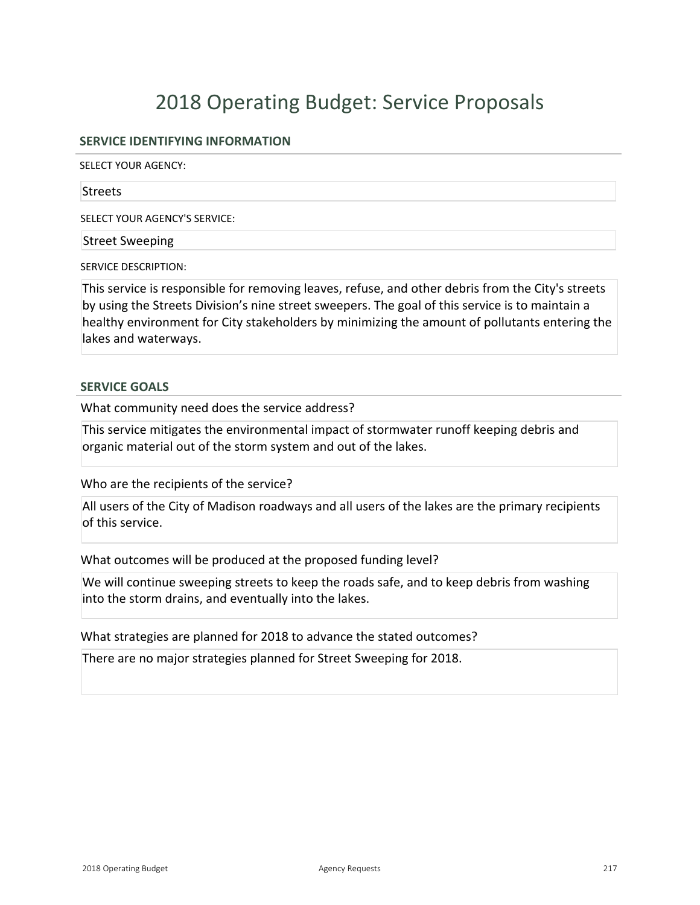# 2018 Operating Budget: Service Proposals

## SERVICE IDENTIFYING INFORMATION

SELECT YOUR AGENCY:

Streets

SELECT YOUR AGENCY'S SERVICE:

Street Sweeping

SERVICE DESCRIPTION:

This service is responsible for removing leaves, refuse, and other debris from the City's streets by using the Streets Division's nine street sweepers. The goal of this service is to maintain a healthy environment for City stakeholders by minimizing the amount of pollutants entering the lakes and waterways.

## SERVICE GOALS

What community need does the service address?

This service mitigates the environmental impact of stormwater runoff keeping debris and organic material out of the storm system and out of the lakes.

Who are the recipients of the service?

All users of the City of Madison roadways and all users of the lakes are the primary recipients of this service.

What outcomes will be produced at the proposed funding level?

We will continue sweeping streets to keep the roads safe, and to keep debris from washing into the storm drains, and eventually into the lakes.

What strategies are planned for 2018 to advance the stated outcomes?

There are no major strategies planned for Street Sweeping for 2018.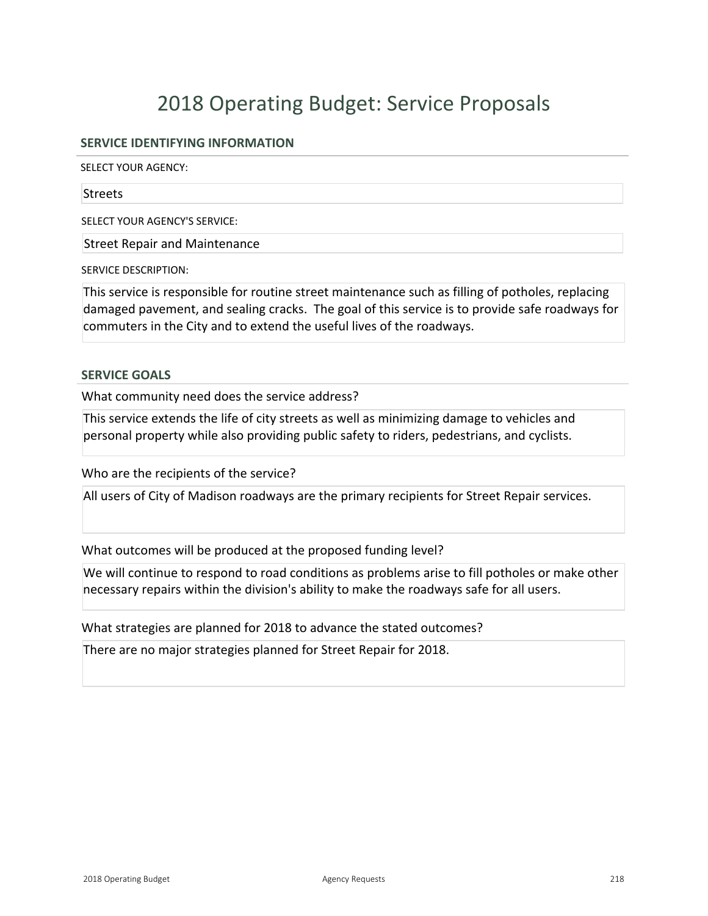# 2018 Operating Budget: Service Proposals

## SERVICE IDENTIFYING INFORMATION

SELECT YOUR AGENCY:

Streets

SELECT YOUR AGENCY'S SERVICE:

Street Repair and Maintenance

SERVICE DESCRIPTION:

This service is responsible for routine street maintenance such as filling of potholes, replacing damaged pavement, and sealing cracks. The goal of this service is to provide safe roadways for commuters in the City and to extend the useful lives of the roadways.

## SERVICE GOALS

What community need does the service address?

This service extends the life of city streets as well as minimizing damage to vehicles and personal property while also providing public safety to riders, pedestrians, and cyclists.

Who are the recipients of the service?

All users of City of Madison roadways are the primary recipients for Street Repair services.

What outcomes will be produced at the proposed funding level?

We will continue to respond to road conditions as problems arise to fill potholes or make other necessary repairs within the division's ability to make the roadways safe for all users.

What strategies are planned for 2018 to advance the stated outcomes?

There are no major strategies planned for Street Repair for 2018.